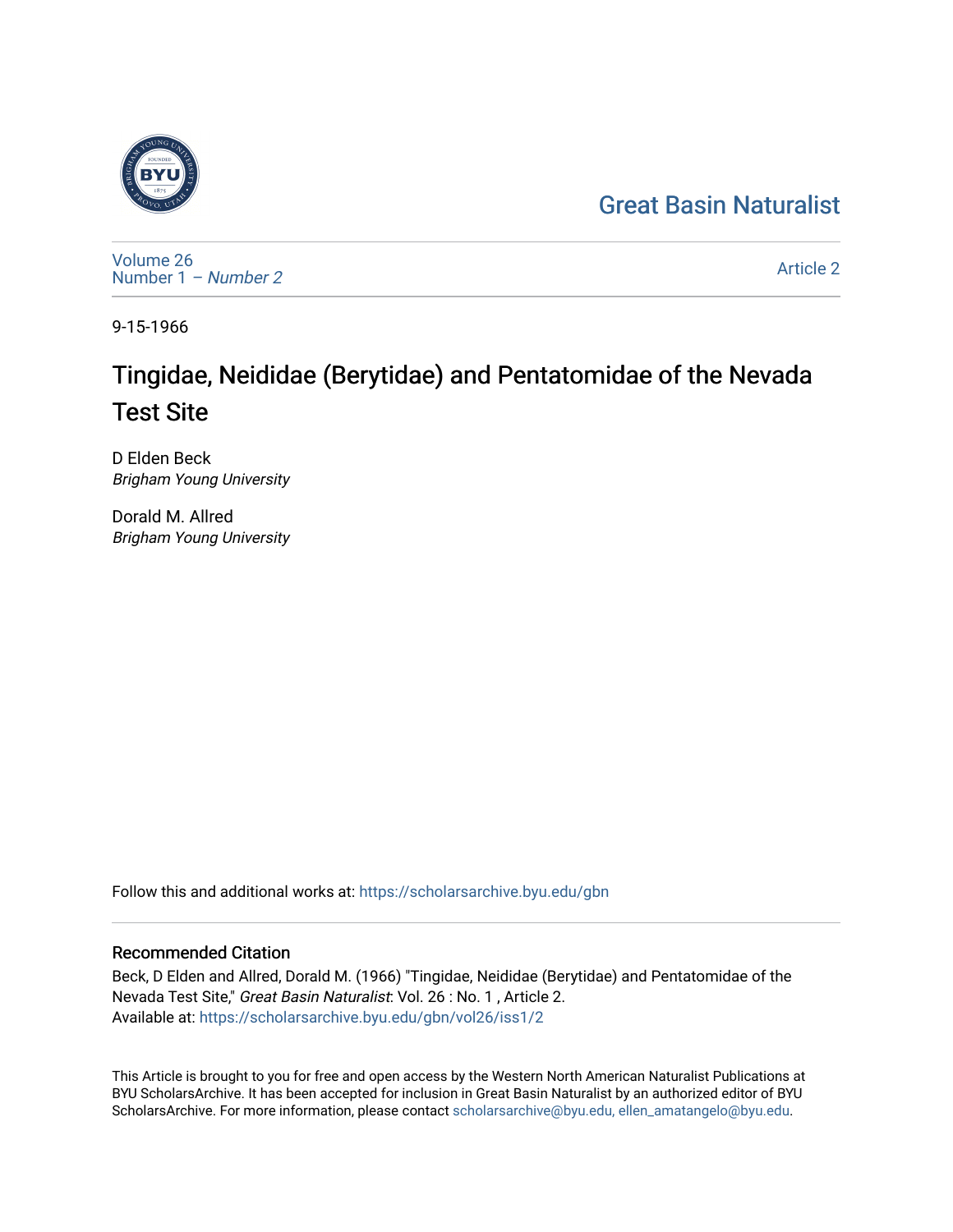Great Basin Naturalist

Volume 26
Number 1 – *Number 2*

Article 2

9-15-1966

# Tingidae, Neididae (Berytidae) and Pentatomidae of the Nevada Test Site

D Elden Beck
*Brigham Young University*

Dorald M. Allred
*Brigham Young University*

Follow this and additional works at: https://scholarsarchive.byu.edu/gbn

## Recommended Citation

Beck, D Elden and Allred, Dorald M. (1966) "Tingidae, Neididae (Berytidae) and Pentatomidae of the Nevada Test Site," *Great Basin Naturalist*: Vol. 26 : No. 1 , Article 2.
Available at: https://scholarsarchive.byu.edu/gbn/vol26/iss1/2

This Article is brought to you for free and open access by the Western North American Naturalist Publications at BYU ScholarsArchive. It has been accepted for inclusion in Great Basin Naturalist by an authorized editor of BYU ScholarsArchive. For more information, please contact scholarsarchive@byu.edu, ellen_amatangelo@byu.edu.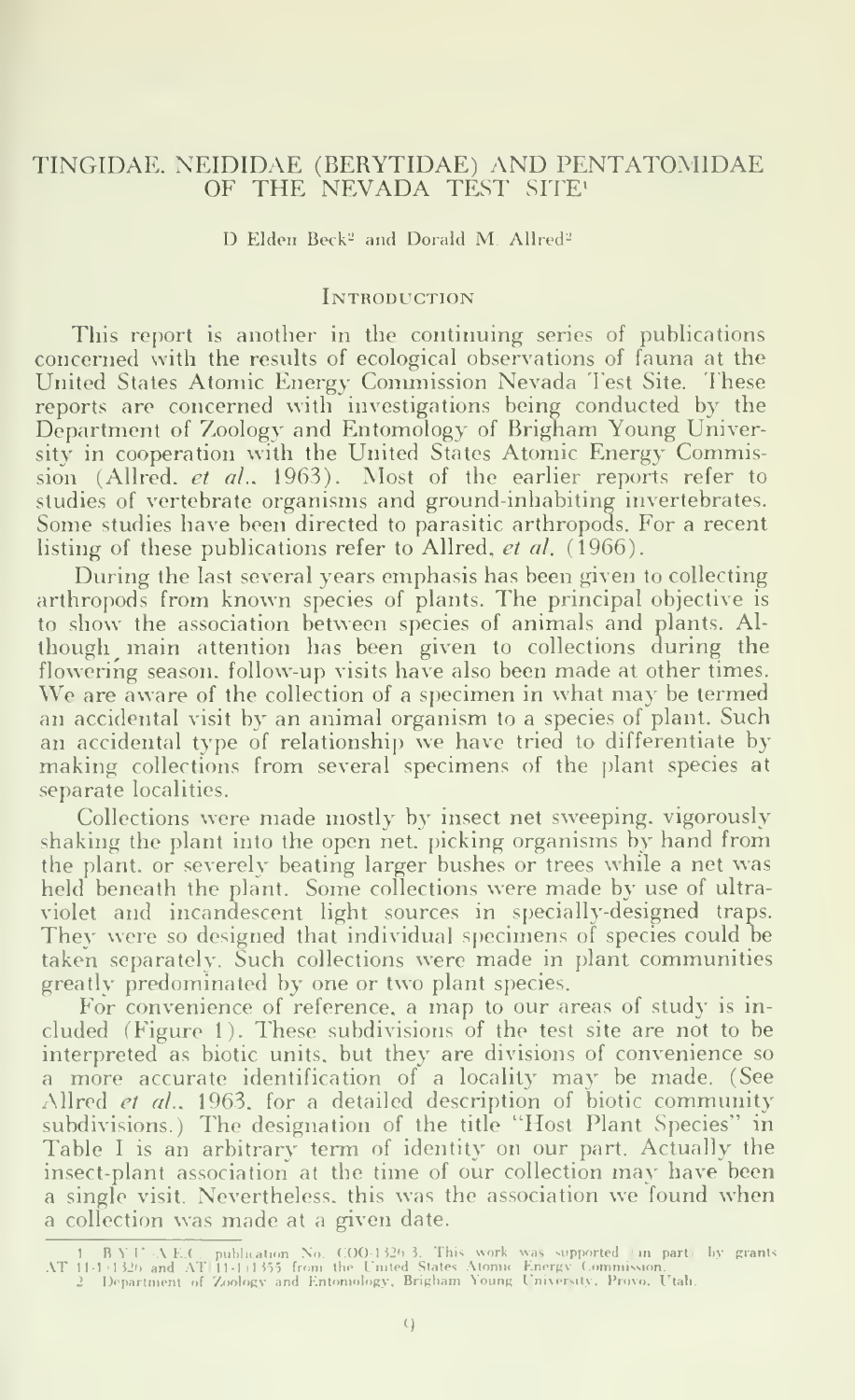# TINGIDAE, NEIDIDAE (BERYTIDAE) AND PENTATOMIDAE OF THE NEVADA TEST SITE[1]

D Elden Beck[2] and Dorald M. Allred[2]

## Introduction

This report is another in the continuing series of publications concerned with the results of ecological observations of fauna at the United States Atomic Energy Commission Nevada Test Site. These reports are concerned with investigations being conducted by the Department of Zoology and Entomology of Brigham Young University in cooperation with the United States Atomic Energy Commission (Allred, *et al.*, 1963). Most of the earlier reports refer to studies of vertebrate organisms and ground-inhabiting invertebrates. Some studies have been directed to parasitic arthropods. For a recent listing of these publications refer to Allred, *et al.* (1966).

During the last several years emphasis has been given to collecting arthropods from known species of plants. The principal objective is to show the association between species of animals and plants. Although main attention has been given to collections during the flowering season, follow-up visits have also been made at other times. We are aware of the collection of a specimen in what may be termed an accidental visit by an animal organism to a species of plant. Such an accidental type of relationship we have tried to differentiate by making collections from several specimens of the plant species at separate localities.

Collections were made mostly by insect net sweeping, vigorously shaking the plant into the open net, picking organisms by hand from the plant, or severely beating larger bushes or trees while a net was held beneath the plant. Some collections were made by use of ultraviolet and incandescent light sources in specially-designed traps. They were so designed that individual specimens of species could be taken separately. Such collections were made in plant communities greatly predominated by one or two plant species.

For convenience of reference, a map to our areas of study is included (Figure 1). These subdivisions of the test site are not to be interpreted as biotic units, but they are divisions of convenience so a more accurate identification of a locality may be made. (See Allred *et al.*, 1963, for a detailed description of biotic community subdivisions.) The designation of the title "Host Plant Species" in Table I is an arbitrary term of identity on our part. Actually the insect-plant association at the time of our collection may have been a single visit. Nevertheless, this was the association we found when a collection was made at a given date.

---

1 B.Y.U.-A.E.C. publication No. COO-1326-3. This work was supported (in part) by grants AT (11-1)-1326 and AT (11-1)-1355 from the United States Atomic Energy Commission.

2 Department of Zoology and Entomology, Brigham Young University, Provo, Utah.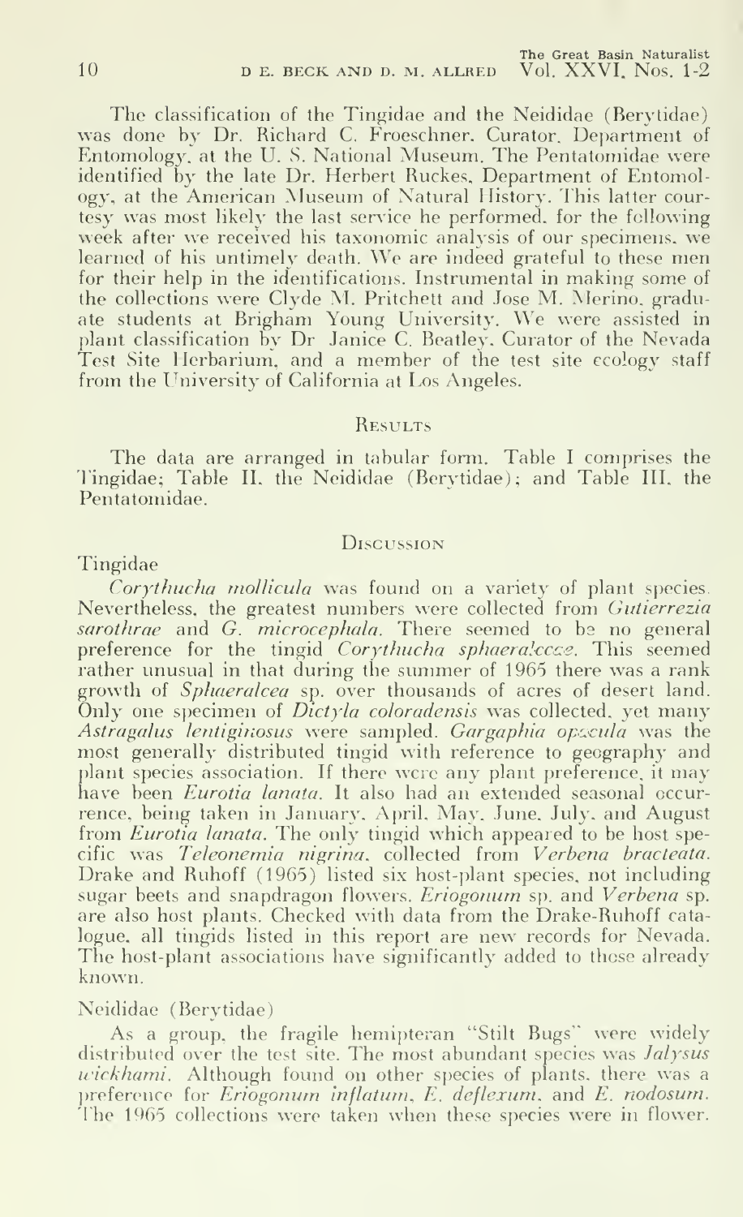The classification of the Tingidae and the Neididae (Berytidae) was done by Dr. Richard C. Froeschner, Curator, Department of Entomology, at the U. S. National Museum. The Pentatomidae were identified by the late Dr. Herbert Ruckes, Department of Entomology, at the American Museum of Natural History. This latter courtesy was most likely the last service he performed, for the following week after we received his taxonomic analysis of our specimens, we learned of his untimely death. We are indeed grateful to these men for their help in the identifications. Instrumental in making some of the collections were Clyde M. Pritchett and Jose M. Merino, graduate students at Brigham Young University. We were assisted in plant classification by Dr. Janice C. Beatley, Curator of the Nevada Test Site Herbarium, and a member of the test site ecology staff from the University of California at Los Angeles.

## Results

The data are arranged in tabular form. Table I comprises the Tingidae; Table II, the Neididae (Berytidae); and Table III, the Pentatomidae.

## Discussion

Tingidae

*Corythucha mollicula* was found on a variety of plant species. Nevertheless, the greatest numbers were collected from *Gutierrezia sarothrae* and *G. microcephala*. There seemed to be no general preference for the tingid *Corythucha sphaeralceae*. This seemed rather unusual in that during the summer of 1965 there was a rank growth of *Sphaeralcea* sp. over thousands of acres of desert land. Only one specimen of *Dictyla coloradensis* was collected, yet many *Astragalus lentiginosus* were sampled. *Gargaphia opacula* was the most generally distributed tingid with reference to geography and plant species association. If there were any plant preference, it may have been *Eurotia lanata*. It also had an extended seasonal occurrence, being taken in January, April, May, June, July, and August from *Eurotia lanata*. The only tingid which appeared to be host specific was *Teleonemia nigrina*, collected from *Verbena bracteata*. Drake and Ruhoff (1965) listed six host-plant species, not including sugar beets and snapdragon flowers. *Eriogonum* sp. and *Verbena* sp. are also host plants. Checked with data from the Drake-Ruhoff catalogue, all tingids listed in this report are new records for Nevada. The host-plant associations have significantly added to those already known.

Neididae (Berytidae)

As a group, the fragile hemipteran "Stilt Bugs" were widely distributed over the test site. The most abundant species was *Jalysus wickhami*. Although found on other species of plants, there was a preference for *Eriogonum inflatum*, *E. deflexum*, and *E. nodosum*. The 1965 collections were taken when these species were in flower.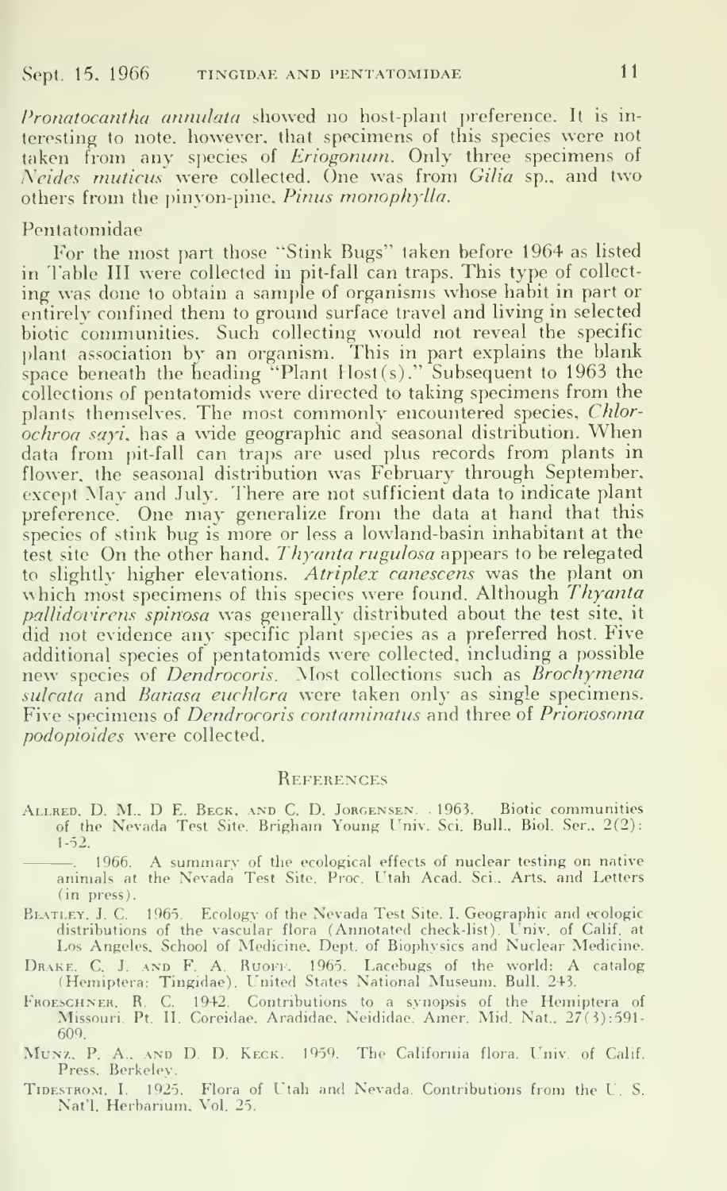*Pronatocantha annulata* showed no host-plant preference. It is interesting to note, however, that specimens of this species were not taken from any species of *Eriogonum*. Only three specimens of *Neides muticus* were collected. One was from *Gilia* sp., and two others from the pinyon-pine, *Pinus monophylla*.

## Pentatomidae

For the most part those "Stink Bugs" taken before 1964 as listed in Table III were collected in pit-fall can traps. This type of collecting was done to obtain a sample of organisms whose habit in part or entirely confined them to ground surface travel and living in selected biotic communities. Such collecting would not reveal the specific plant association by an organism. This in part explains the blank space beneath the heading "Plant Host(s)." Subsequent to 1963 the collections of pentatomids were directed to taking specimens from the plants themselves. The most commonly encountered species, *Chlorochroa sayi*, has a wide geographic and seasonal distribution. When data from pit-fall can traps are used plus records from plants in flower, the seasonal distribution was February through September, except May and July. There are not sufficient data to indicate plant preference. One may generalize from the data at hand that this species of stink bug is more or less a lowland-basin inhabitant at the test site On the other hand, *Thyanta rugulosa* appears to be relegated to slightly higher elevations. *Atriplex canescens* was the plant on which most specimens of this species were found. Although *Thyanta pallidovirens spinosa* was generally distributed about the test site, it did not evidence any specific plant species as a preferred host. Five additional species of pentatomids were collected, including a possible new species of *Dendrocoris*. Most collections such as *Brochymena sulcata* and *Banasa euchlora* were taken only as single specimens. Five specimens of *Dendrocoris contaminatus* and three of *Prionosoma podopioides* were collected.

## References

Allred, D. M., D E. Beck, and C. D. Jorgensen. 1963. Biotic communities of the Nevada Test Site. Brigham Young Univ. Sci. Bull., Biol. Ser., 2(2): 1-52.

———. 1966. A summary of the ecological effects of nuclear testing on native animals at the Nevada Test Site. Proc. Utah Acad. Sci., Arts, and Letters (in press).

Beatley, J. C. 1965. Ecology of the Nevada Test Site. I. Geographic and ecologic distributions of the vascular flora (Annotated check-list). Univ. of Calif. at Los Angeles, School of Medicine, Dept. of Biophysics and Nuclear Medicine.

Drake, C. J. and F. A. Ruoff. 1965. Lacebugs of the world: A catalog (Hemiptera: Tingidae). United States National Museum. Bull. 243.

Froeschner, R. C. 1942. Contributions to a synopsis of the Hemiptera of Missouri. Pt. II. Coreidae, Aradidae, Neididae. Amer. Mid. Nat., 27(3):591-609.

Munz, P. A., and D. D. Keck. 1959. The California flora. Univ. of Calif. Press. Berkeley.

Tidestrom, I. 1925. Flora of Utah and Nevada. Contributions from the U. S. Nat'l. Herbarium, Vol. 25.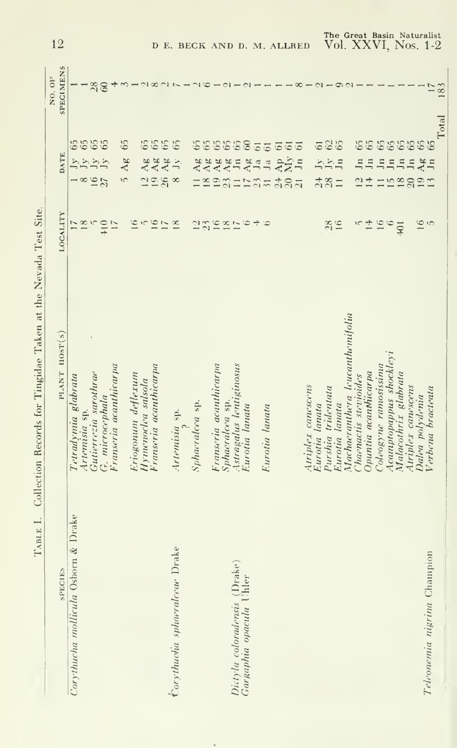TABLE I. Collection Records for Tingidae Taken at the Nevada Test Site.

| SPECIES | PLANT HOST(S) | LOCALITY | DATE | NO. OF SPECIMENS |
|---|---|---|---|---|
| *Corythucha mollicula* Osborn & Drake | *Tetradymia glabrata* | 17 | 1 Jy 65 | 1 |
| | *Artemisia* sp. | 18 | 8 Jy 65 | 1 |
| | *Gutierrezia sarothrae* | 5 | 16 Jy 65 | 28 |
| | *G. microcephala* | 410 | 27 Jy 65 | 60 |
| | *Franseria acanthicarpa* | 17 | | 4 |
| | | | 5 Ag 65 | 3 |
| | *Eriogonum deflexum* | 16 | | 1 |
| | *Hymenoclea salsola* | 5 | 12 Ag 65 | 2 |
| | *Franseria acanthicarpa* | 16 | 19 Ag 65 | 8 |
| | | 17 | 26 Ag 65 | 2 |
| | *Artemisia* sp. | 18 | 8 Jy 65 | 7 |
| *Corythucha sphaeralceae* Drake | ? | | | 1 |
| | | | | 2 |
| | *Sphaeralcea* sp. | 12 | 11 Ag 65 | 6 |
| | | 23 | 18 Ag 65 | 1 |
| | *Franseria acanthicarpa* | 16 | 19 Ag 65 | 2 |
| | *Sphaeralcea* sp. | 18 | 23 Ag 65 | 1 |
| *Dictyla coloradensis* (Drake) | *Astragalus lentiginosus* | 17 | 11 Jn 65 | 2 |
| *Gargaphia opacula* Uhler | *Eurotia lanata* | 6 | 17 Ag 60 | 1 |
| | | 4 | 23 Ja 61 | 1 |
| | | 6 | 31 Ja 61 | 1 |
| | *Eurotia lanata* | | 24 Ap 61 | 1 |
| | | | 20 My 61 | 1 |
| | | | 21 Jn 61 | 8 |
| | *Atriplex canescens* | | 24 Jy 61 | 1 |
| | *Eurotia lanata* | 28 | 28 Jy 62 | 2 |
| | *Purshia tridentata* | 16 | 11 Jn 65 | 1 |
| | *Eurotia lanata* | | | 9 |
| | *Machaeranthera leucanthemifolia* | | | 2 |
| | *Chaenactis stevioides* | 5 | 12 Jn 65 | 1 |
| | *Opuntia acanthicarpa* | 14 | 14 Jn 65 | 1 |
| | *Coleogyne ramosissima* | 16 | 11 Jn 65 | 1 |
| | *Acamptopappus shockleyi* | 6 | 15 Jn 65 | 1 |
| | *Malacothrix glabrata* | 401 | 18 Jn 65 | 1 |
| | *Atriplex canescens* | | 20 Jn 65 | 1 |
| | *Dalea polydenia* | 16 | 19 Ag 65 | 1 |
| *Teleonemia nigrina* Champion | *Verbena bracteata* | 5 | 13 Jn 65 | 17 |
| | | | Total | 183 |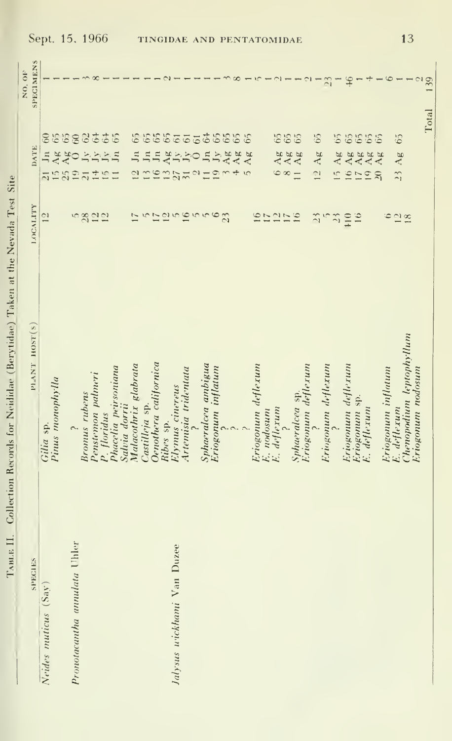TABLE II. Collection Records for Neididae (Berytidae) Taken at the Nevada Test Site

| SPECIES | PLANT HOST(S) | LOCALITY | DATE | NO. OF SPECIMENS |
|---|---|---|---|---|
| *Neides muticus* (Say) | *Gilia* sp. | 12 | 21 Jn 60 | 1 |
| | *Pinus monophylla* | | 15 Ag 65 | 1 |
| | | | 25 Ag 65 | 1 |
| *Pronotacantha annulata* Uhler | ? | | 19 O 60 | 1 |
| | *Bromus rubens* | 5 | 21 Jy 62 | 3 |
| | *Penstemon palmeri* | 28 | 14 Jy 64 | 8 |
| | *P. floridus* | 12 | 15 Jy 64 | 1 |
| | *Phacelia peirsoniana* | 12 | 11 Jn 65 | 1 |
| | *Salvia dorrii* | 17 | 12 Jn 65 | 1 |
| | *Malacothrix glabrata* | 5 | 13 Jn 65 | 1 |
| | *Castilleja* sp. | 17 | 16 Jn 65 | 1 |
| | *Oenothera californica* | 12 | 13 Ag 65 | 1 |
| *Jalysus wickhami* Van Duzee | *Ribes* sp. | 5 | 27 Jy 61 | 2 |
| | *Elymus cinereus* | 16 | 31 Jy 61 | 1 |
| | *Artemisia tridentata* | 5 | 2 O 61 | 1 |
| | ? | 5 | 11 Jn 64 | 1 |
| | *Sphaeralcea ambigua* | 6 | 19 Jy 65 | 1 |
| | *Eriogonum inflatum* | 23 | 3 Ag 65 | 1 |
| | ? | | 4 Ag 65 | 3 |
| | ? | | 5 Ag 65 | 8 |
| | *Eriogonum deflexum* | 16 | 6 Ag 65 | 1 |
| | *E. nodosum* | 17 | 8 Ag 65 | 5 |
| | *E. deflexum* | 12 | 11 Ag 65 | 1 |
| | ? | 17 | | 2 |
| | *Sphaeralcea* sp. | 16 | | 1 |
| | *Eriogonum deflexum* | 23 | 12 Ag 65 | 2 |
| | ? | 5 | | 1 |
| | *Eriogonum deflexum* | 23 | 15 Ag 65 | 23 |
| | ? | | | 1 |
| | *Eriogonum deflexum* | 410 | 16 Ag 65 | 46 |
| | *Eriogonum* sp. | 16 | 17 Ag 65 | 1 |
| | *E. deflexum* | | 19 Ag 65 | 1 |
| | | | 20 Ag 65 | 4 |
| | | | | 1 |
| | *Eriogonum inflatum* | 6 | | 1 |
| | *E. deflexum* | 12 | 23 Ag 65 | 6 |
| | *Chenopodium leptophyllum* | 18 | | 1 |
| | *Eriogonum nodosum* | | | 2 |
| | | | Total | 139 |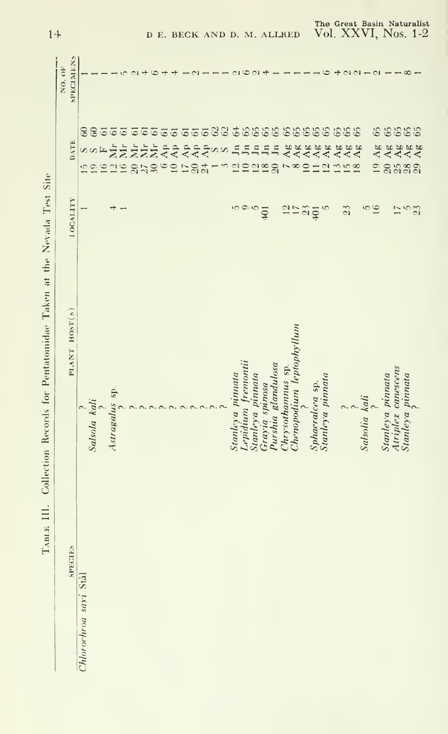Table III. Collection Records for Pentatomidae Taken at the Nevada Test Site

| SPECIES | PLANT HOST(S) | LOCALITY | DATE | NO. OF SPECIMENS |
|---|---|---|---|---|
| *Chlorochroa sayi* Stål | ? | 1 | 15 S 60 | 1 |
| | *Salsola kali* | | 19 S 60 | 1 |
| | ? | | 16 F 61 | 1 |
| | *Astragalus* sp. | 4 | 12 Mr 61 | 1 |
| | ? | 1 | 16 Mr 61 | 5 |
| | ? | | 20 Mr 61 | 2 |
| | ? | | 27 Mr 61 | 4 |
| | ? | | 30 Mr 61 | 6 |
| | ? | | 6 Ap 61 | 4 |
| | ? | | 10 Ap 61 | 4 |
| | ? | | 17 Ap 61 | 1 |
| | ? | | 20 Ap 61 | 2 |
| | ? | | 24 Ap 61 | 1 |
| | ? | | 1 S 62 | 1 |
| | ? | | 3 S 62 | 1 |
| | *Stanleya pinnata* | 5 | 12 Jn 64 | 2 |
| | *Lepidium fremontii* | 9 | 10 Jn 65 | 6 |
| | *Stanleya pinnata* | 5 | 12 Jn 65 | 2 |
| | *Grayia spinosa* | 401 | 18 Jn 65 | 4 |
| | *Purshia glandulosa* | | 20 Jn 65 | 1 |
| | *Chrysothamnus* sp. | 12 | 7 Ag 65 | 1 |
| | *Chenopodium leptophyllum* | 17 | 8 Ag 65 | 1 |
| | ? | 23 | 10 Ag 65 | 1 |
| | *Sphaeralcea* sp. | 401 | 11 Ag 65 | 1 |
| | *Stanleya pinnata* | 5 | 12 Ag 65 | 6 |
| | ? | | 13 Ag 65 | 4 |
| | ? | 23 | 15 Ag 65 | 2 |
| | *Salsolia kali* | 5 | 18 Ag 65 | 2 |
| | ? | 16 | | 1 |
| | | | 19 Ag 65 | 2 |
| | *Stanleya pinnata* | 17 | 20 Ag 65 | 1 |
| | *Atriplex canescens* | 5 | 25 Ag 65 | 1 |
| | *Stanleya pinnata* | 23 | 28 Ag 65 | 8 |
| | ? | | 29 Ag 65 | 1 |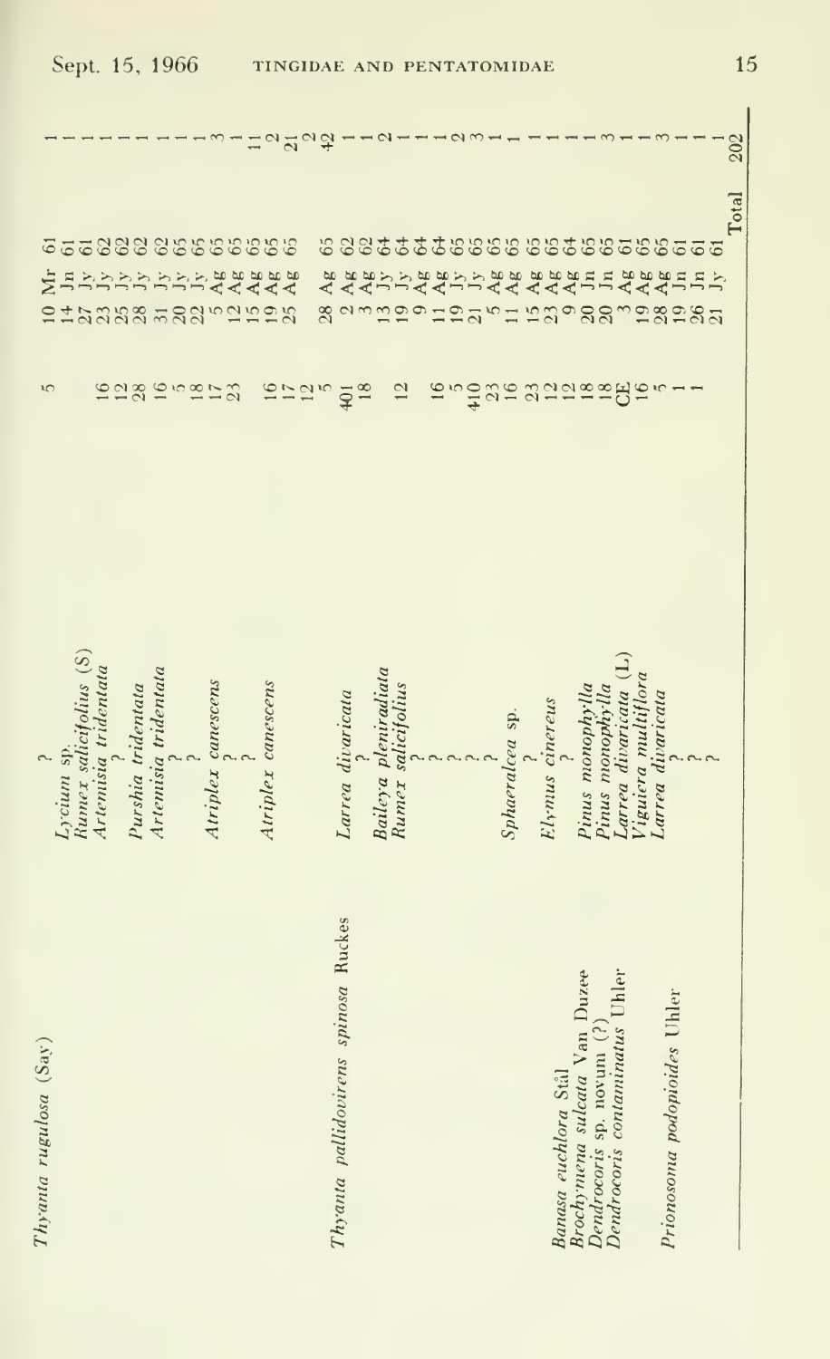| Species | Host plant | Station | Date | Number |
|---|---|---|---|---|
| *Thyanta rugulosa* (Say) | ? | 5 | 10 Mr 61 | 1 |
| | *Lycium* sp. | | 14 Jn 61 | 1 |
| | *Rumex salicifolius* (S) | | 27 Jy 61 | 1 |
| | *Artemisia tridentata* | 16 | 23 Jy 62 | 1 |
| | ? | 12 | 25 Jy 62 | 1 |
| | *Purshia tridentata* | 28 | 28 Jy 62 | 1 |
| | *Artemisia tridentata* | 16 | 31 Jy 62 | 1 |
| | ? | 5 | 20 Jy 65 | 1 |
| | ? | 18 | 22 Jy 65 | 1 |
| | *Atriplex canescens* | 17 | 5 Ag 65 | 3 |
| | ? | 23 | 12 Ag 65 | 1 |
| | ? | | 15 Ag 65 | 11 |
| | *Atriplex canescens* | 16 | 19 Ag 65 | 2 |
| | | 17 | 25 Ag 65 | 21 |
| | | 12 | | 2 |
| *Thyanta pallidovirens spinosa* Ruckes | *Larrea divaricata* | 5 | 28 Ag 65 | 42 |
| | ? | 401 | 2 Ag 62 | 1 |
| | *Baileya pleniradiata* | 18 | 3 Ag 62 | 1 |
| | *Rumex salicifolius* | 12 | 13 Jy 64 | 2 |
| | ? | | 19 Jy 64 | 1 |
| | ? | 16 | 9 Ag 64 | 1 |
| | ? | 5 | 11 Ag 64 | 1 |
| | ? | 410 | 19 Jy 65 | 1 |
| | ? | 23 | 21 Jy 65 | 2 |
| | *Sphaeralcea* sp. | 16 | 5 Ag 65 | 3 |
| | ? | 23 | 11 Ag 65 | 1 |
| | *Elymus cinereus* | 12 | 15 Ag 65 | 1 |
| | ? | 12 | 23 Ag 65 | 1 |
| *Banasa euchlora* Stål | *Pinus monophylla* | 18 | 9 Ag 64 | 1 |
| *Brochymena sulcata* Van Duzee | *Pinus monophylla* | 18 | 20 Jn 65 | 1 |
| *Dendrocoris* sp. novum (?) | *Larrea divaricata* (L) | CE | 20 Jn 65 | 1 |
| *Dendrocoris contaminatus* Uhler | *Viguiera multiflora* | 16 | 3 Ag 61 | 3 |
| | *Larrea divaricata* | 5 | 19 Ag 65 | 1 |
| | ? | 1 | 28 Ag 65 | 1 |
| *Prionosoma podopioides* Uhler | ? | 1 | 19 Jn 61 | 3 |
| | ? | | 26 Jn 61 | 1 |
| | ? | | 21 Jy 61 | 1 |
| | | | Total | 202 |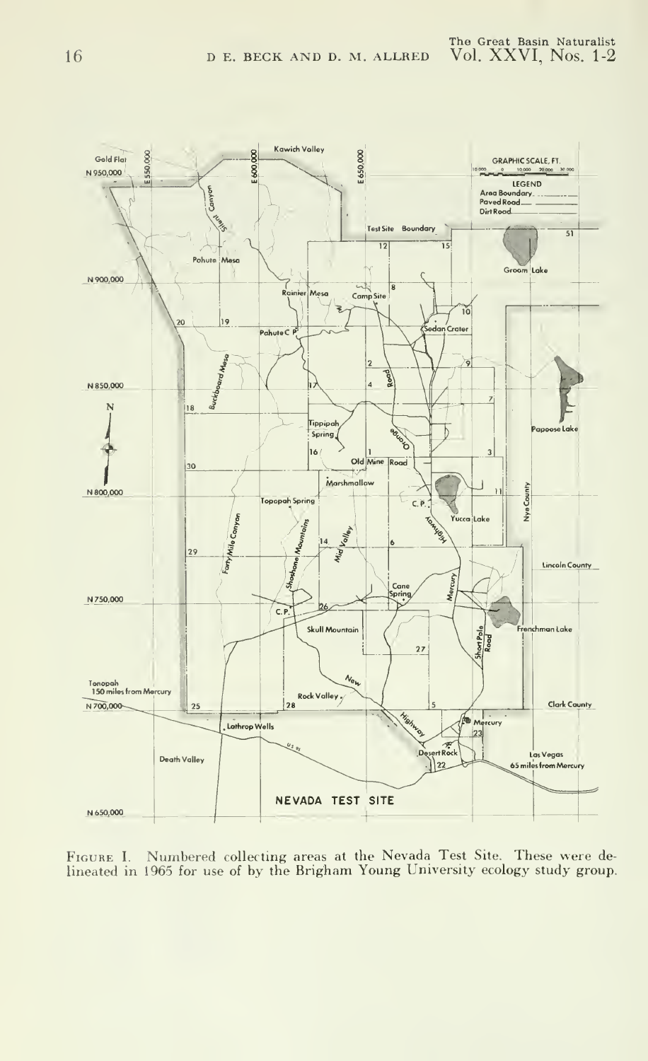Kawich Valley
Gold Flat
N 950,000
E 550,000
E 600,000
E 650,000
GRAPHIC SCALE, FT.
10,000 0 10,000 20,000 30,000
LEGEND
Area Boundary
Paved Road
Dirt Road
Silent Canyon
Test Site Boundary
12
15
51
Pohute Mesa
Groom Lake
N 900,000
Rainier Mesa
Camp Site
8
10
20
19
Pahute C.P.
Sedan Crater
Buckboard Mesa
2
9
N 850,000
17
4
Road
7
N
18
Tippipah Spring
Orange
Papoose Lake
16
1
3
30
Old Mine Road
Marshmallow
11
N 800,000
Topopah Spring
C.P.
Yucca Lake
Nye County
Forty Mile Canyon
Shoshone Mountains
14
Mid Valley
6
Highway
29
Lincoln County
Cane Spring
Mercury
N 750,000
C.P.
26
Skull Mountain
Frenchman Lake
Short Pole Road
27
New
Tonopah
150 miles from Mercury
Rock Valley
N 700,000
25
28
5
Highway
Clark County
Mercury
Lathrop Wells
23
US 95
Desert Rock
Death Valley
22
Las Vegas
65 miles from Mercury
NEVADA TEST SITE
N 650,000

FIGURE I. Numbered collecting areas at the Nevada Test Site. These were delineated in 1965 for use of by the Brigham Young University ecology study group.